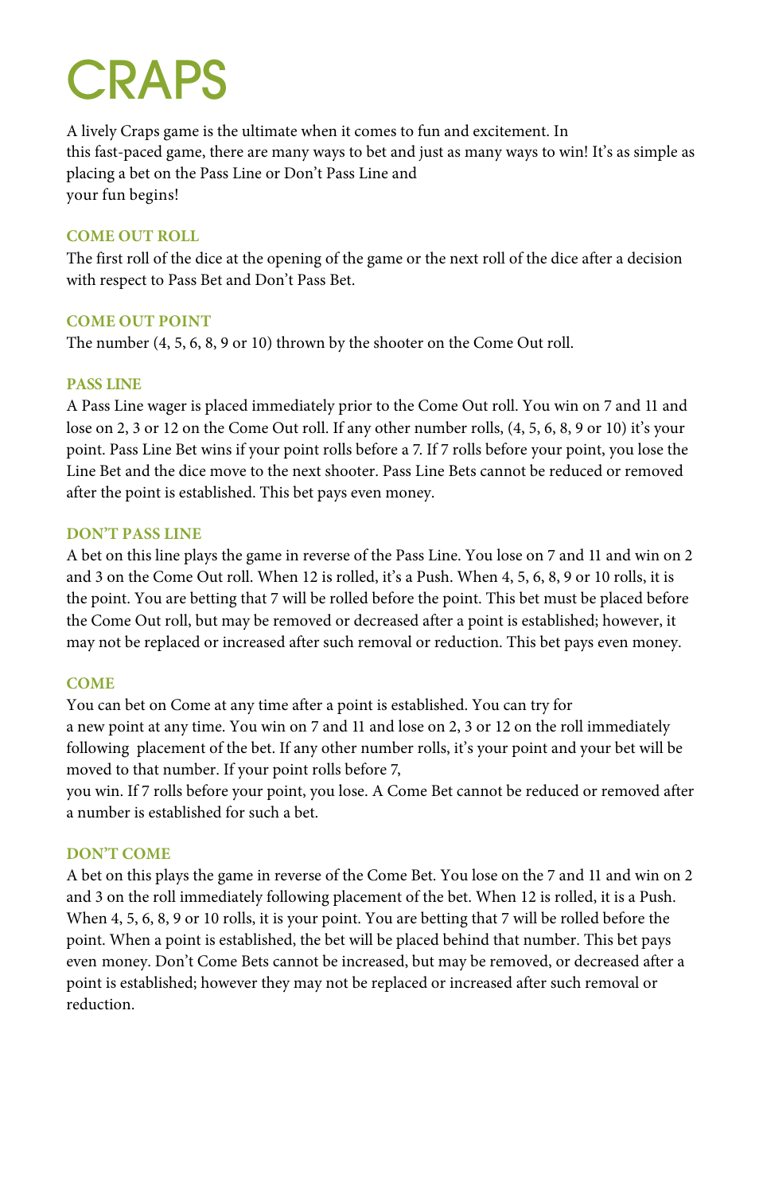# CRAPS

A lively Craps game is the ultimate when it comes to fun and excitement. In this fast-paced game, there are many ways to bet and just as many ways to win! It's as simple as placing a bet on the Pass Line or Don't Pass Line and your fun begins!

### COME OUT ROLL

The first roll of the dice at the opening of the game or the next roll of the dice after a decision with respect to Pass Bet and Don't Pass Bet.

### COME OUT POINT

The number (4, 5, 6, 8, 9 or 10) thrown by the shooter on the Come Out roll.

### PASS LINE

A Pass Line wager is placed immediately prior to the Come Out roll. You win on 7 and 11 and lose on 2, 3 or 12 on the Come Out roll. If any other number rolls, (4, 5, 6, 8, 9 or 10) it's your point. Pass Line Bet wins if your point rolls before a 7. If 7 rolls before your point, you lose the Line Bet and the dice move to the next shooter. Pass Line Bets cannot be reduced or removed after the point is established. This bet pays even money.

### DON'T PASS LINE

A bet on this line plays the game in reverse of the Pass Line. You lose on 7 and 11 and win on 2 and 3 on the Come Out roll. When 12 is rolled, it's a Push. When 4, 5, 6, 8, 9 or 10 rolls, it is the point. You are betting that 7 will be rolled before the point. This bet must be placed before the Come Out roll, but may be removed or decreased after a point is established; however, it may not be replaced or increased after such removal or reduction. This bet pays even money.

### COME

You can bet on Come at any time after a point is established. You can try for a new point at any time. You win on 7 and 11 and lose on 2, 3 or 12 on the roll immediately following placement of the bet. If any other number rolls, it's your point and your bet will be moved to that number. If your point rolls before 7, you win. If 7 rolls before your point, you lose. A Come Bet cannot be reduced or removed after a number is established for such a bet.

### DON'T COME

A bet on this plays the game in reverse of the Come Bet. You lose on the 7 and 11 and win on 2 and 3 on the roll immediately following placement of the bet. When 12 is rolled, it is a Push. When 4, 5, 6, 8, 9 or 10 rolls, it is your point. You are betting that 7 will be rolled before the point. When a point is established, the bet will be placed behind that number. This bet pays even money. Don't Come Bets cannot be increased, but may be removed, or decreased after a point is established; however they may not be replaced or increased after such removal or reduction.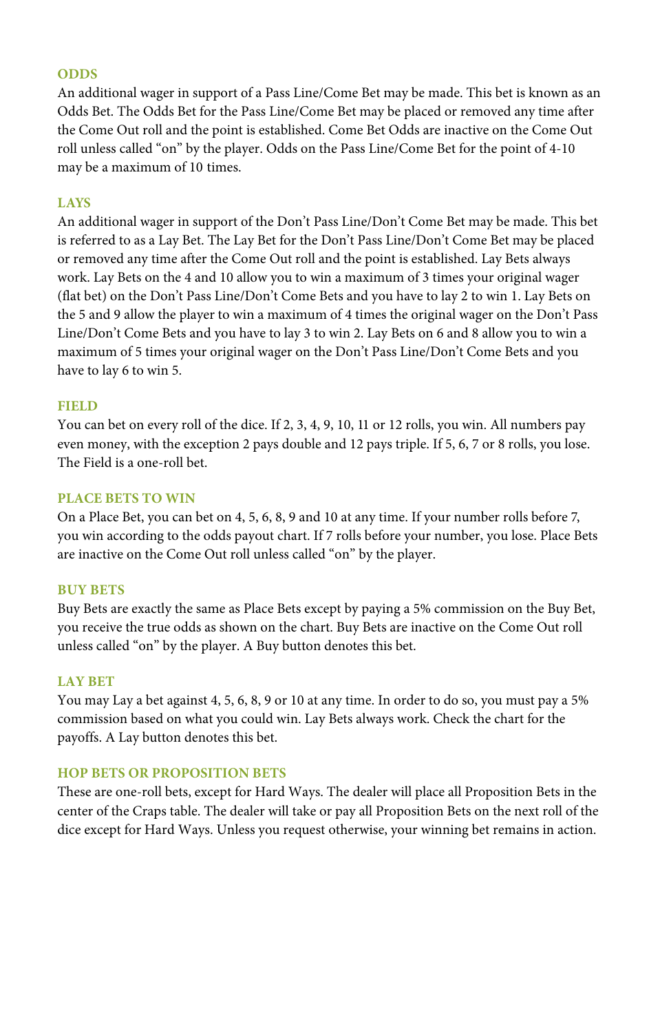## ODDS

An additional wager in support of a Pass Line/Come Bet may be made. This bet is known as an Odds Bet. The Odds Bet for the Pass Line/Come Bet may be placed or removed any time after the Come Out roll and the point is established. Come Bet Odds are inactive on the Come Out roll unless called "on" by the player. Odds on the Pass Line/Come Bet for the point of 4-10 may be a maximum of 10 times.

## LAYS

An additional wager in support of the Don't Pass Line/Don't Come Bet may be made. This bet is referred to as a Lay Bet. The Lay Bet for the Don't Pass Line/Don't Come Bet may be placed or removed any time after the Come Out roll and the point is established. Lay Bets always work. Lay Bets on the 4 and 10 allow you to win a maximum of 3 times your original wager (flat bet) on the Don't Pass Line/Don't Come Bets and you have to lay 2 to win 1. Lay Bets on the 5 and 9 allow the player to win a maximum of 4 times the original wager on the Don't Pass Line/Don't Come Bets and you have to lay 3 to win 2. Lay Bets on 6 and 8 allow you to win a maximum of 5 times your original wager on the Don't Pass Line/Don't Come Bets and you have to lay 6 to win 5.

## FIELD

You can bet on every roll of the dice. If 2, 3, 4, 9, 10, 11 or 12 rolls, you win. All numbers pay even money, with the exception 2 pays double and 12 pays triple. If 5, 6, 7 or 8 rolls, you lose. The Field is a one-roll bet.

## PLACE BETS TO WIN

On a Place Bet, you can bet on 4, 5, 6, 8, 9 and 10 at any time. If your number rolls before 7, you win according to the odds payout chart. If 7 rolls before your number, you lose. Place Bets are inactive on the Come Out roll unless called "on" by the player.

## BUY BETS

Buy Bets are exactly the same as Place Bets except by paying a 5% commission on the Buy Bet, you receive the true odds as shown on the chart. Buy Bets are inactive on the Come Out roll unless called "on" by the player. A Buy button denotes this bet.

## LAY BET

You may Lay a bet against 4, 5, 6, 8, 9 or 10 at any time. In order to do so, you must pay a 5% commission based on what you could win. Lay Bets always work. Check the chart for the payoffs. A Lay button denotes this bet.

## HOP BETS OR PROPOSITION BETS

These are one-roll bets, except for Hard Ways. The dealer will place all Proposition Bets in the center of the Craps table. The dealer will take or pay all Proposition Bets on the next roll of the dice except for Hard Ways. Unless you request otherwise, your winning bet remains in action.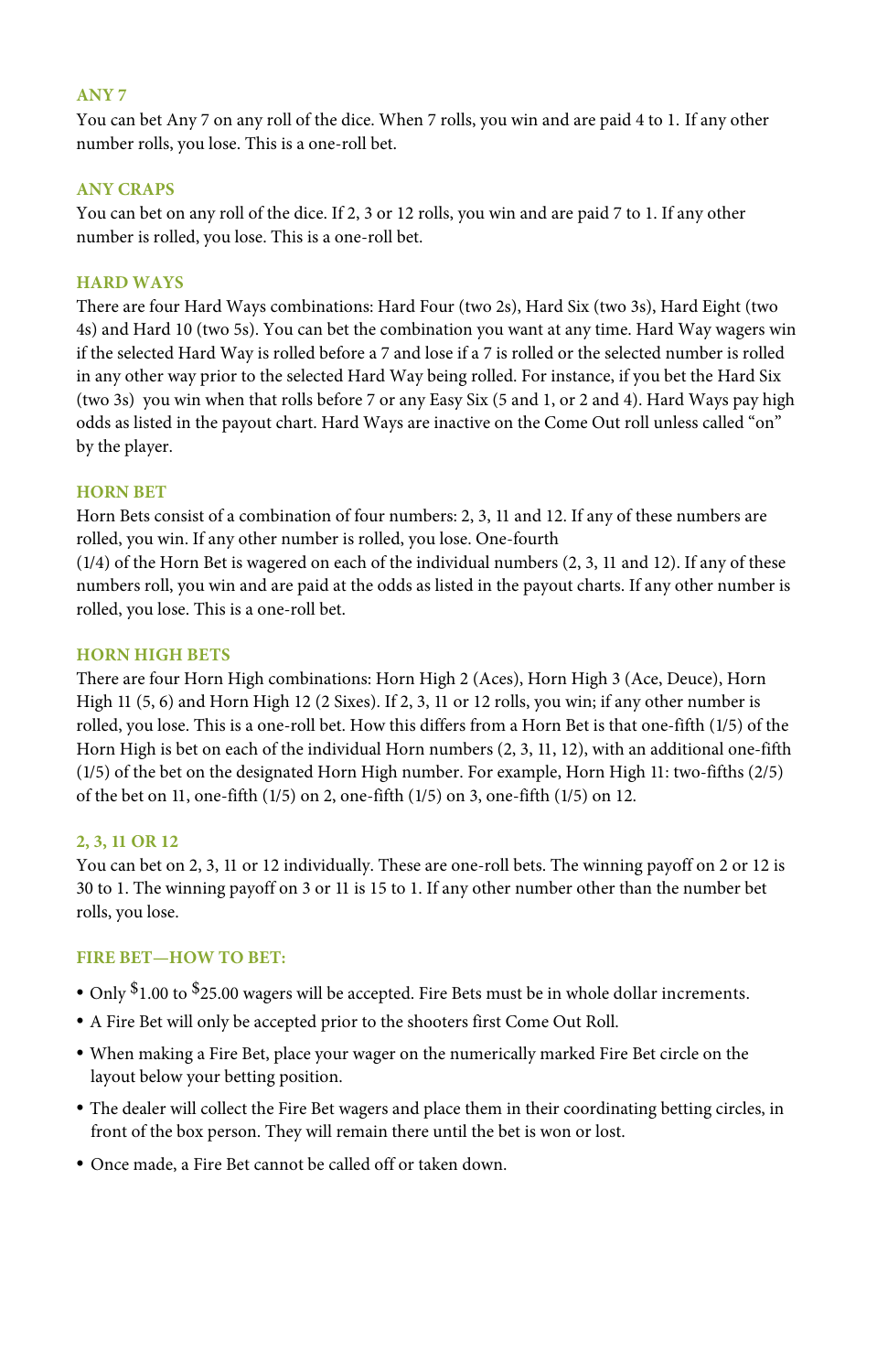### ANY 7

You can bet Any 7 on any roll of the dice. When 7 rolls, you win and are paid 4 to 1. If any other number rolls, you lose. This is a one-roll bet.

### ANY CRAPS

You can bet on any roll of the dice. If 2, 3 or 12 rolls, you win and are paid 7 to 1. If any other number is rolled, you lose. This is a one-roll bet.

### HARD WAYS

There are four Hard Ways combinations: Hard Four (two 2s), Hard Six (two 3s), Hard Eight (two 4s) and Hard 10 (two 5s). You can bet the combination you want at any time. Hard Way wagers win if the selected Hard Way is rolled before a 7 and lose if a 7 is rolled or the selected number is rolled in any other way prior to the selected Hard Way being rolled. For instance, if you bet the Hard Six (two 3s) you win when that rolls before 7 or any Easy Six (5 and 1, or 2 and 4). Hard Ways pay high odds as listed in the payout chart. Hard Ways are inactive on the Come Out roll unless called "on" by the player.

### HORN BET

Horn Bets consist of a combination of four numbers: 2, 3, 11 and 12. If any of these numbers are rolled, you win. If any other number is rolled, you lose. One-fourth (1/4) of the Horn Bet is wagered on each of the individual numbers (2, 3, 11 and 12). If any of these numbers roll, you win and are paid at the odds as listed in the payout charts. If any other number is rolled, you lose. This is a one-roll bet.

### HORN HIGH BETS

There are four Horn High combinations: Horn High 2 (Aces), Horn High 3 (Ace, Deuce), Horn High 11 (5, 6) and Horn High 12 (2 Sixes). If 2, 3, 11 or 12 rolls, you win; if any other number is rolled, you lose. This is a one-roll bet. How this differs from a Horn Bet is that one-fifth (1/5) of the Horn High is bet on each of the individual Horn numbers (2, 3, 11, 12), with an additional one-fifth (1/5) of the bet on the designated Horn High number. For example, Horn High 11: two-fifths (2/5) of the bet on 11, one-fifth (1/5) on 2, one-fifth (1/5) on 3, one-fifth (1/5) on 12.

### 2, 3, 11 OR 12

You can bet on 2, 3, 11 or 12 individually. These are one-roll bets. The winning payoff on 2 or 12 is 30 to 1. The winning payoff on 3 or 11 is 15 to 1. If any other number other than the number bet rolls, you lose.

### FIRE BET—HOW TO BET:

- Only $1.00 to $25.00 wagers will be accepted. Fire Bets must be in whole dollar increments.
- A Fire Bet will only be accepted prior to the shooters first Come Out Roll.
- When making a Fire Bet, place your wager on the numerically marked Fire Bet circle on the layout below your betting position.
- The dealer will collect the Fire Bet wagers and place them in their coordinating betting circles, in front of the box person. They will remain there until the bet is won or lost.
- Once made, a Fire Bet cannot be called off or taken down.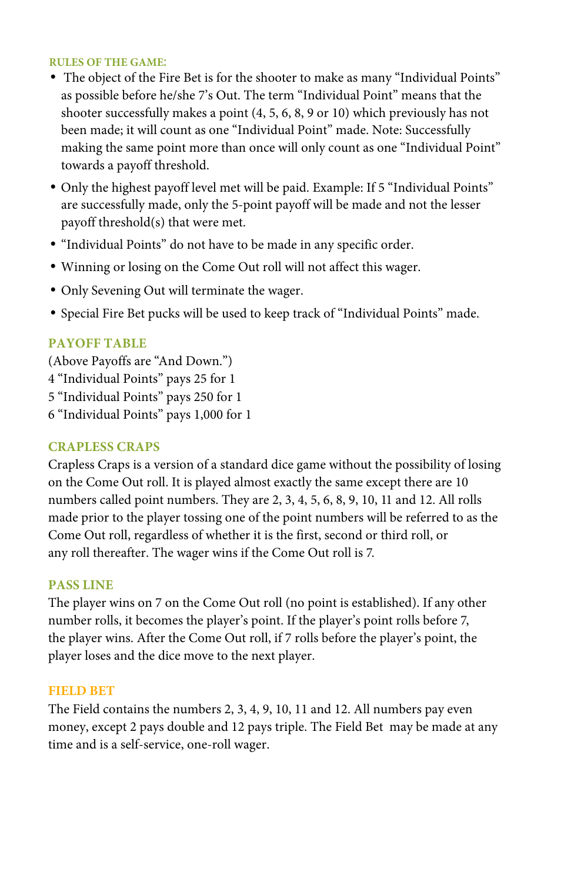## RULES OF THE GAME:

- The object of the Fire Bet is for the shooter to make as many "Individual Points" as possible before he/she 7's Out. The term "Individual Point" means that the shooter successfully makes a point (4, 5, 6, 8, 9 or 10) which previously has not been made; it will count as one "Individual Point" made. Note: Successfully making the same point more than once will only count as one "Individual Point" towards a payoff threshold.
- Only the highest payoff level met will be paid. Example: If 5 "Individual Points" are successfully made, only the 5-point payoff will be made and not the lesser payoff threshold(s) that were met.
- "Individual Points" do not have to be made in any specific order.
- Winning or losing on the Come Out roll will not affect this wager.
- Only Sevening Out will terminate the wager.
- Special Fire Bet pucks will be used to keep track of "Individual Points" made.

## PAYOFF TABLE

(Above Payoffs are "And Down.")

4 "Individual Points" pays 25 for 1

5 "Individual Points" pays 250 for 1

6 "Individual Points" pays 1,000 for 1

## CRAPLESS CRAPS

Crapless Craps is a version of a standard dice game without the possibility of losing on the Come Out roll. It is played almost exactly the same except there are 10 numbers called point numbers. They are 2, 3, 4, 5, 6, 8, 9, 10, 11 and 12. All rolls made prior to the player tossing one of the point numbers will be referred to as the Come Out roll, regardless of whether it is the first, second or third roll, or any roll thereafter. The wager wins if the Come Out roll is 7.

## PASS LINE

The player wins on 7 on the Come Out roll (no point is established). If any other number rolls, it becomes the player's point. If the player's point rolls before 7, the player wins. After the Come Out roll, if 7 rolls before the player's point, the player loses and the dice move to the next player.

## FIELD BET

The Field contains the numbers 2, 3, 4, 9, 10, 11 and 12. All numbers pay even money, except 2 pays double and 12 pays triple. The Field Bet may be made at any time and is a self-service, one-roll wager.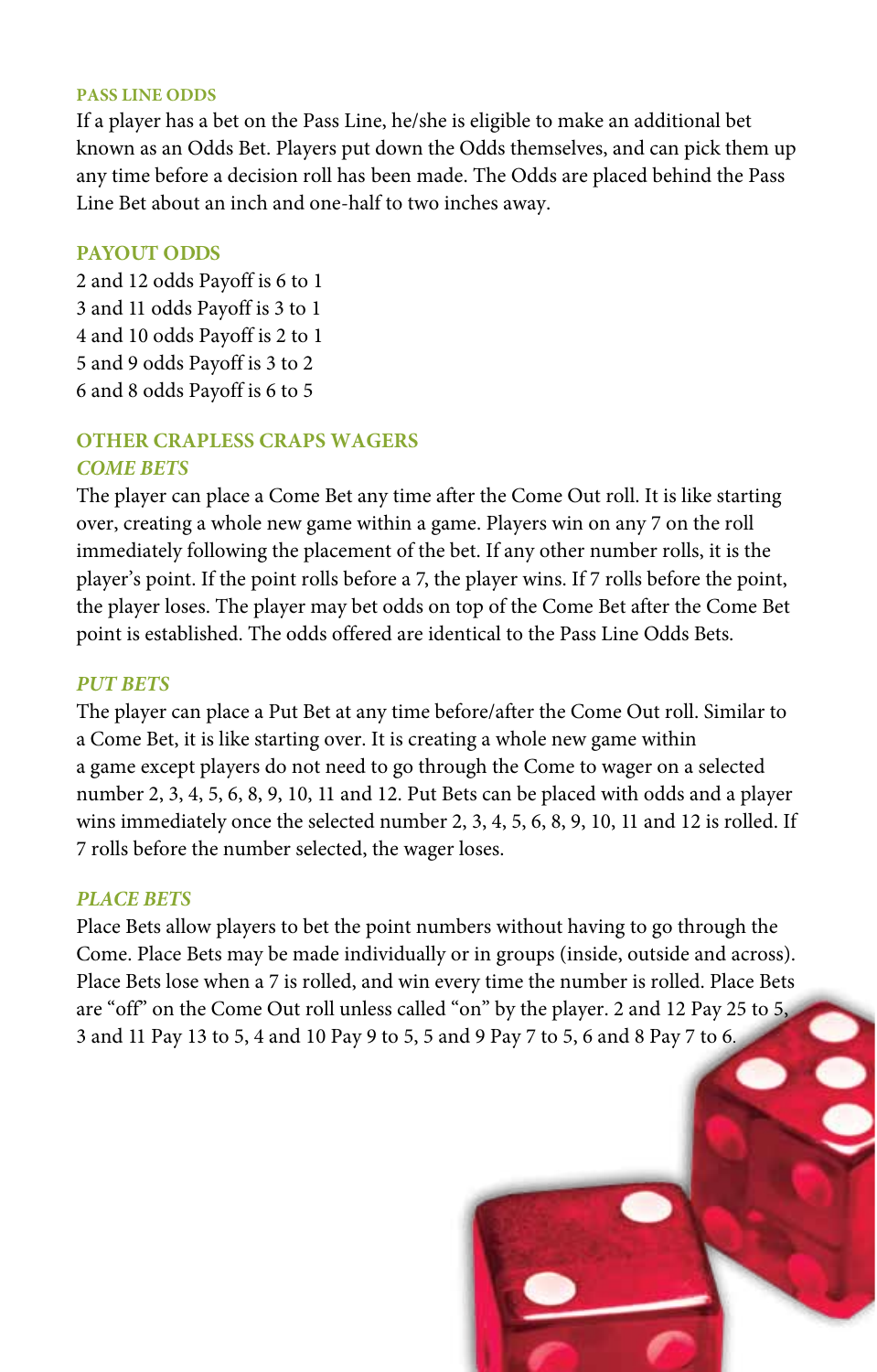## PASS LINE ODDS

If a player has a bet on the Pass Line, he/she is eligible to make an additional bet known as an Odds Bet. Players put down the Odds themselves, and can pick them up any time before a decision roll has been made. The Odds are placed behind the Pass Line Bet about an inch and one-half to two inches away.

## PAYOUT ODDS

2 and 12 odds Payoff is 6 to 1
3 and 11 odds Payoff is 3 to 1
4 and 10 odds Payoff is 2 to 1
5 and 9 odds Payoff is 3 to 2
6 and 8 odds Payoff is 6 to 5

## OTHER CRAPLESS CRAPS WAGERS

### *COME BETS*

The player can place a Come Bet any time after the Come Out roll. It is like starting over, creating a whole new game within a game. Players win on any 7 on the roll immediately following the placement of the bet. If any other number rolls, it is the player's point. If the point rolls before a 7, the player wins. If 7 rolls before the point, the player loses. The player may bet odds on top of the Come Bet after the Come Bet point is established. The odds offered are identical to the Pass Line Odds Bets.

### *PUT BETS*

The player can place a Put Bet at any time before/after the Come Out roll. Similar to a Come Bet, it is like starting over. It is creating a whole new game within a game except players do not need to go through the Come to wager on a selected number 2, 3, 4, 5, 6, 8, 9, 10, 11 and 12. Put Bets can be placed with odds and a player wins immediately once the selected number 2, 3, 4, 5, 6, 8, 9, 10, 11 and 12 is rolled. If 7 rolls before the number selected, the wager loses.

### *PLACE BETS*

Place Bets allow players to bet the point numbers without having to go through the Come. Place Bets may be made individually or in groups (inside, outside and across). Place Bets lose when a 7 is rolled, and win every time the number is rolled. Place Bets are "off" on the Come Out roll unless called "on" by the player. 2 and 12 Pay 25 to 5, 3 and 11 Pay 13 to 5, 4 and 10 Pay 9 to 5, 5 and 9 Pay 7 to 5, 6 and 8 Pay 7 to 6.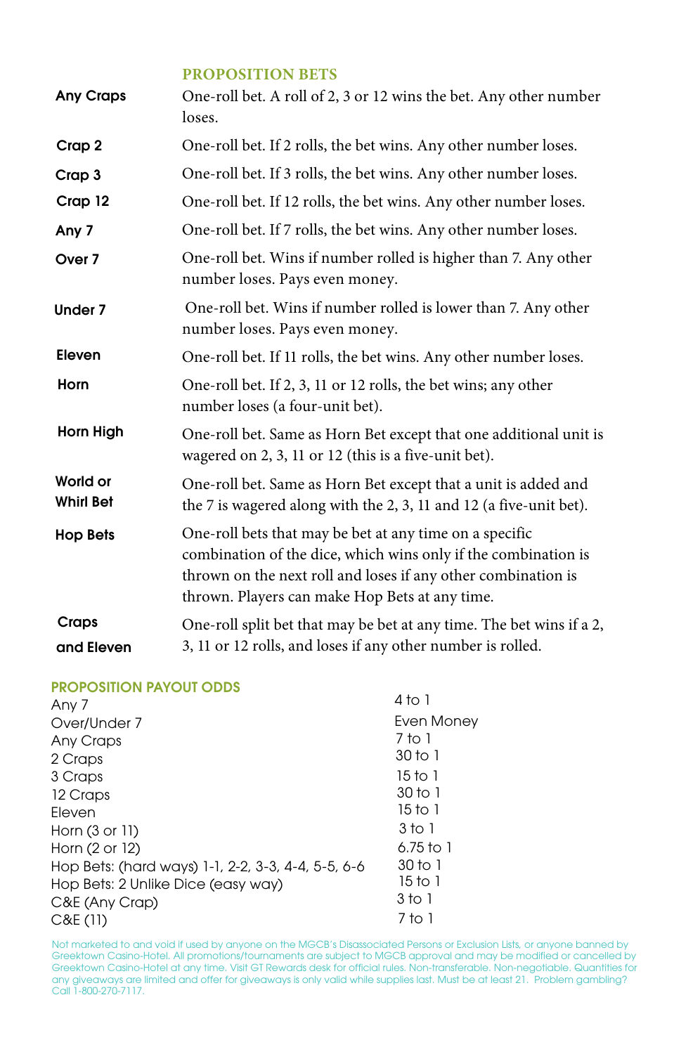## PROPOSITION BETS

| | |
|---|---|
| **Any Craps** | One-roll bet. A roll of 2, 3 or 12 wins the bet. Any other number loses. |
| **Crap 2** | One-roll bet. If 2 rolls, the bet wins. Any other number loses. |
| **Crap 3** | One-roll bet. If 3 rolls, the bet wins. Any other number loses. |
| **Crap 12** | One-roll bet. If 12 rolls, the bet wins. Any other number loses. |
| **Any 7** | One-roll bet. If 7 rolls, the bet wins. Any other number loses. |
| **Over 7** | One-roll bet. Wins if number rolled is higher than 7. Any other number loses. Pays even money. |
| **Under 7** | One-roll bet. Wins if number rolled is lower than 7. Any other number loses. Pays even money. |
| **Eleven** | One-roll bet. If 11 rolls, the bet wins. Any other number loses. |
| **Horn** | One-roll bet. If 2, 3, 11 or 12 rolls, the bet wins; any other number loses (a four-unit bet). |
| **Horn High** | One-roll bet. Same as Horn Bet except that one additional unit is wagered on 2, 3, 11 or 12 (this is a five-unit bet). |
| **World or Whirl Bet** | One-roll bet. Same as Horn Bet except that a unit is added and the 7 is wagered along with the 2, 3, 11 and 12 (a five-unit bet). |
| **Hop Bets** | One-roll bets that may be bet at any time on a specific combination of the dice, which wins only if the combination is thrown on the next roll and loses if any other combination is thrown. Players can make Hop Bets at any time. |
| **Craps and Eleven** | One-roll split bet that may be bet at any time. The bet wins if a 2, 3, 11 or 12 rolls, and loses if any other number is rolled. |

## PROPOSITION PAYOUT ODDS

| | |
|---|---|
| Any 7 | 4 to 1 |
| Over/Under 7 | Even Money |
| Any Craps | 7 to 1 |
| 2 Craps | 30 to 1 |
| 3 Craps | 15 to 1 |
| 12 Craps | 30 to 1 |
| Eleven | 15 to 1 |
| Horn (3 or 11) | 3 to 1 |
| Horn (2 or 12) | 6.75 to 1 |
| Hop Bets: (hard ways) 1-1, 2-2, 3-3, 4-4, 5-5, 6-6 | 30 to 1 |
| Hop Bets: 2 Unlike Dice (easy way) | 15 to 1 |
| C&E (Any Crap) | 3 to 1 |
| C&E (11) | 7 to 1 |

Not marketed to and void if used by anyone on the MGCB's Disassociated Persons or Exclusion Lists, or anyone banned by Greektown Casino-Hotel. All promotions/tournaments are subject to MGCB approval and may be modified or cancelled by Greektown Casino-Hotel at any time. Visit GT Rewards desk for official rules. Non-transferable. Non-negotiable. Quantities for any giveaways are limited and offer for giveaways is only valid while supplies last. Must be at least 21. Problem gambling? Call 1-800-270-7117.